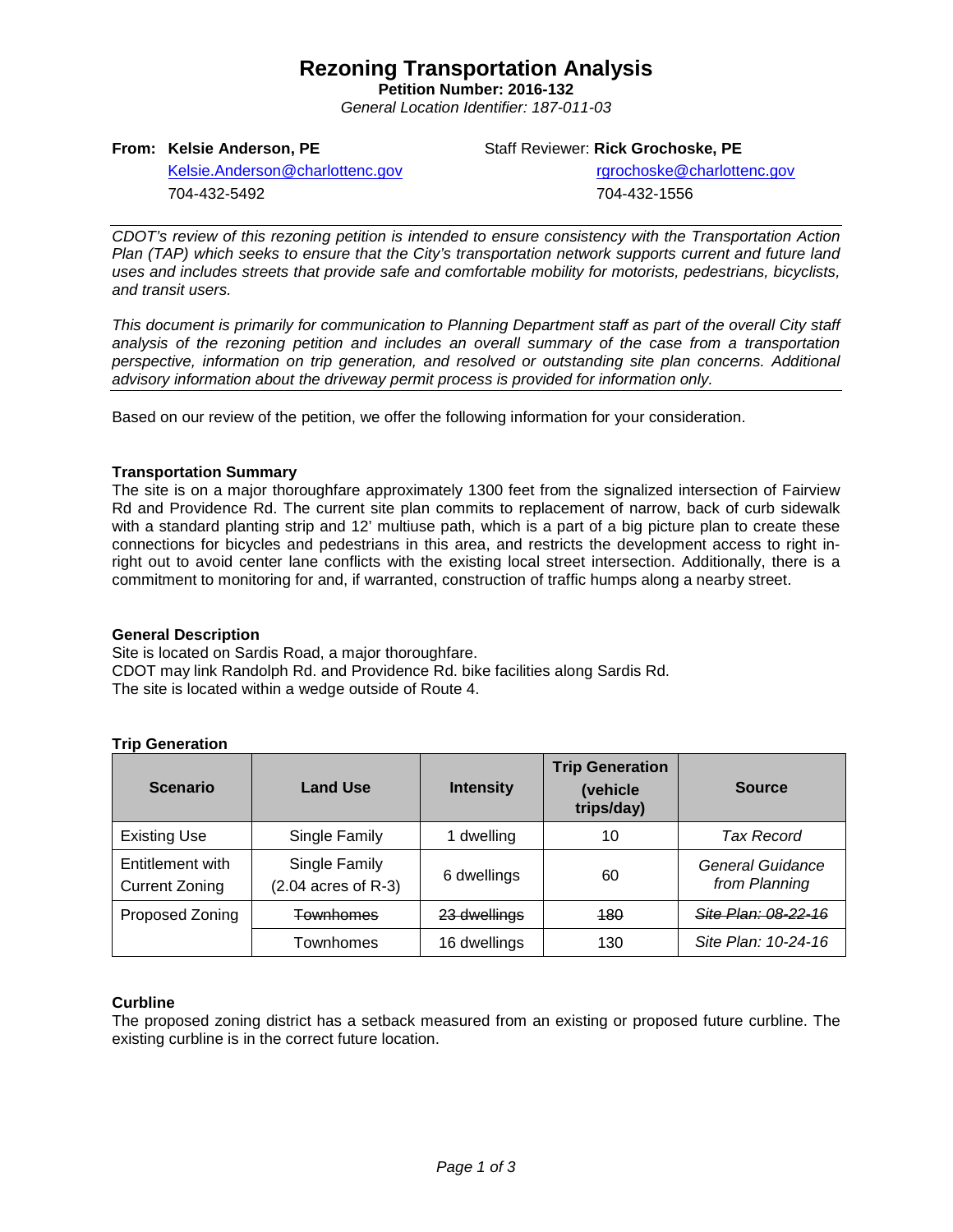# Rezoning Transportation Analysis

**Petition Number: 2016-132**

*General Location Identifier: 187-011-03*

**From: Kelsie Anderson, PE**
Kelsie.Anderson@charlottenc.gov
704-432-5492

Staff Reviewer: **Rick Grochoske, PE**
rgrochoske@charlottenc.gov
704-432-1556

*CDOT's review of this rezoning petition is intended to ensure consistency with the Transportation Action Plan (TAP) which seeks to ensure that the City's transportation network supports current and future land uses and includes streets that provide safe and comfortable mobility for motorists, pedestrians, bicyclists, and transit users.*

*This document is primarily for communication to Planning Department staff as part of the overall City staff analysis of the rezoning petition and includes an overall summary of the case from a transportation perspective, information on trip generation, and resolved or outstanding site plan concerns. Additional advisory information about the driveway permit process is provided for information only.*

Based on our review of the petition, we offer the following information for your consideration.

**Transportation Summary**

The site is on a major thoroughfare approximately 1300 feet from the signalized intersection of Fairview Rd and Providence Rd. The current site plan commits to replacement of narrow, back of curb sidewalk with a standard planting strip and 12' multiuse path, which is a part of a big picture plan to create these connections for bicycles and pedestrians in this area, and restricts the development access to right in-right out to avoid center lane conflicts with the existing local street intersection. Additionally, there is a commitment to monitoring for and, if warranted, construction of traffic humps along a nearby street.

**General Description**

Site is located on Sardis Road, a major thoroughfare.
CDOT may link Randolph Rd. and Providence Rd. bike facilities along Sardis Rd.
The site is located within a wedge outside of Route 4.

**Trip Generation**

| Scenario | Land Use | Intensity | Trip Generation (vehicle trips/day) | Source |
|---|---|---|---|---|
| Existing Use | Single Family | 1 dwelling | 10 | *Tax Record* |
| Entitlement with Current Zoning | Single Family (2.04 acres of R-3) | 6 dwellings | 60 | *General Guidance from Planning* |
| Proposed Zoning | ~~Townhomes~~ | ~~23 dwellings~~ | ~~180~~ | ~~*Site Plan: 08-22-16*~~ |
| | Townhomes | 16 dwellings | 130 | *Site Plan: 10-24-16* |

**Curbline**

The proposed zoning district has a setback measured from an existing or proposed future curbline. The existing curbline is in the correct future location.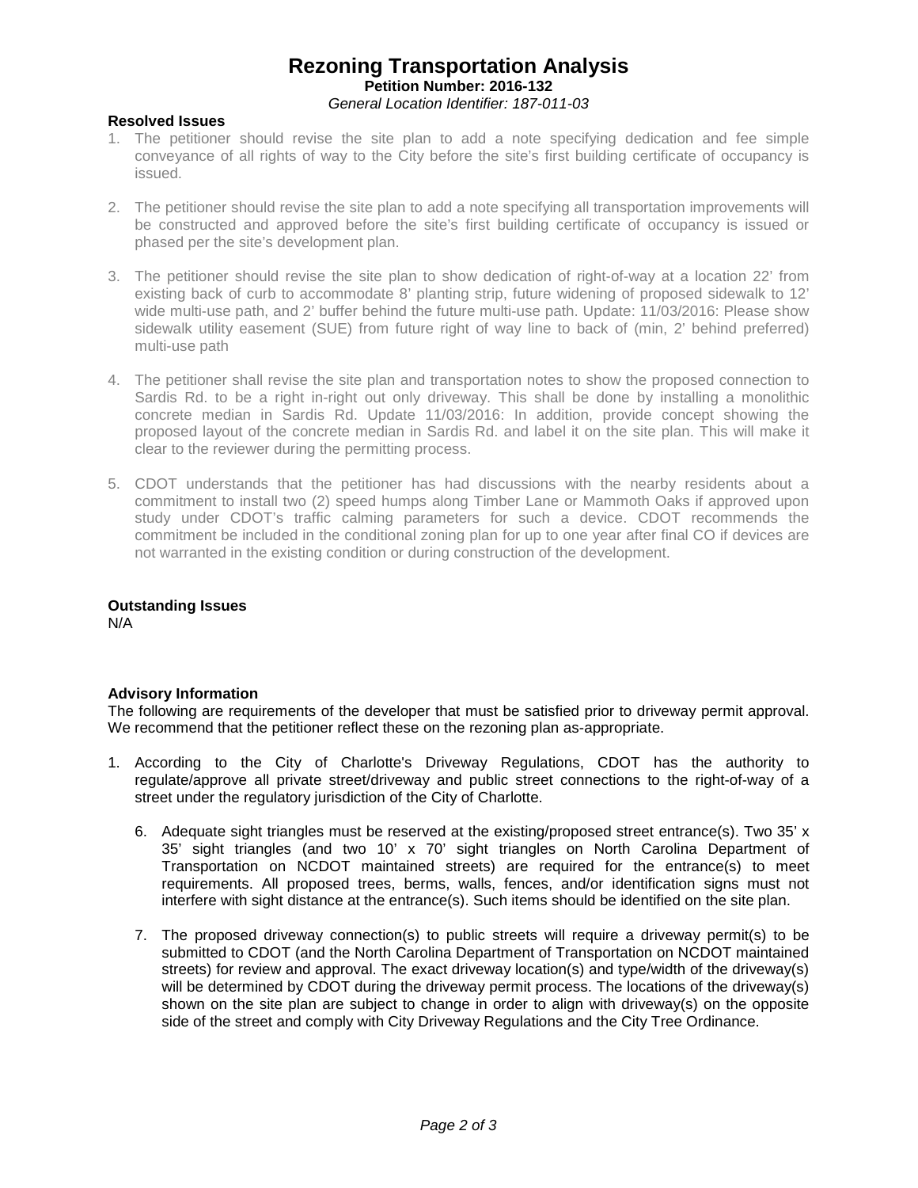# Rezoning Transportation Analysis

**Petition Number: 2016-132**

*General Location Identifier: 187-011-03*

**Resolved Issues**

1. The petitioner should revise the site plan to add a note specifying dedication and fee simple conveyance of all rights of way to the City before the site's first building certificate of occupancy is issued.

2. The petitioner should revise the site plan to add a note specifying all transportation improvements will be constructed and approved before the site's first building certificate of occupancy is issued or phased per the site's development plan.

3. The petitioner should revise the site plan to show dedication of right-of-way at a location 22' from existing back of curb to accommodate 8' planting strip, future widening of proposed sidewalk to 12' wide multi-use path, and 2' buffer behind the future multi-use path. Update: 11/03/2016: Please show sidewalk utility easement (SUE) from future right of way line to back of (min, 2' behind preferred) multi-use path

4. The petitioner shall revise the site plan and transportation notes to show the proposed connection to Sardis Rd. to be a right in-right out only driveway. This shall be done by installing a monolithic concrete median in Sardis Rd. Update 11/03/2016: In addition, provide concept showing the proposed layout of the concrete median in Sardis Rd. and label it on the site plan. This will make it clear to the reviewer during the permitting process.

5. CDOT understands that the petitioner has had discussions with the nearby residents about a commitment to install two (2) speed humps along Timber Lane or Mammoth Oaks if approved upon study under CDOT's traffic calming parameters for such a device. CDOT recommends the commitment be included in the conditional zoning plan for up to one year after final CO if devices are not warranted in the existing condition or during construction of the development.

**Outstanding Issues**

N/A

**Advisory Information**

The following are requirements of the developer that must be satisfied prior to driveway permit approval. We recommend that the petitioner reflect these on the rezoning plan as-appropriate.

1. According to the City of Charlotte's Driveway Regulations, CDOT has the authority to regulate/approve all private street/driveway and public street connections to the right-of-way of a street under the regulatory jurisdiction of the City of Charlotte.

   6. Adequate sight triangles must be reserved at the existing/proposed street entrance(s). Two 35' x 35' sight triangles (and two 10' x 70' sight triangles on North Carolina Department of Transportation on NCDOT maintained streets) are required for the entrance(s) to meet requirements. All proposed trees, berms, walls, fences, and/or identification signs must not interfere with sight distance at the entrance(s). Such items should be identified on the site plan.

   7. The proposed driveway connection(s) to public streets will require a driveway permit(s) to be submitted to CDOT (and the North Carolina Department of Transportation on NCDOT maintained streets) for review and approval. The exact driveway location(s) and type/width of the driveway(s) will be determined by CDOT during the driveway permit process. The locations of the driveway(s) shown on the site plan are subject to change in order to align with driveway(s) on the opposite side of the street and comply with City Driveway Regulations and the City Tree Ordinance.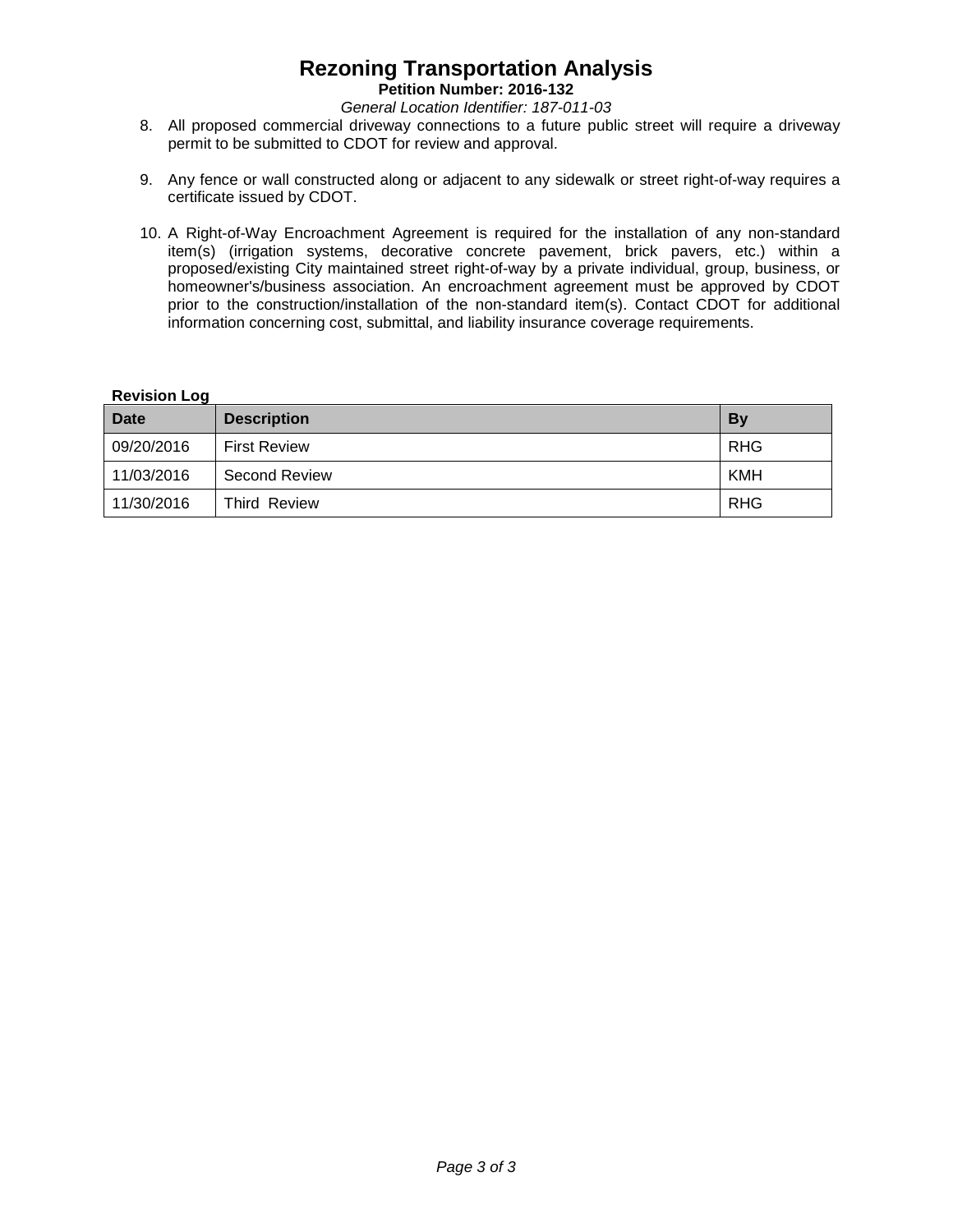# Rezoning Transportation Analysis

**Petition Number: 2016-132**

*General Location Identifier: 187-011-03*

8. All proposed commercial driveway connections to a future public street will require a driveway permit to be submitted to CDOT for review and approval.

9. Any fence or wall constructed along or adjacent to any sidewalk or street right-of-way requires a certificate issued by CDOT.

10. A Right-of-Way Encroachment Agreement is required for the installation of any non-standard item(s) (irrigation systems, decorative concrete pavement, brick pavers, etc.) within a proposed/existing City maintained street right-of-way by a private individual, group, business, or homeowner's/business association. An encroachment agreement must be approved by CDOT prior to the construction/installation of the non-standard item(s). Contact CDOT for additional information concerning cost, submittal, and liability insurance coverage requirements.

**Revision Log**

| Date | Description | By |
|---|---|---|
| 09/20/2016 | First Review | RHG |
| 11/03/2016 | Second Review | KMH |
| 11/30/2016 | Third Review | RHG |